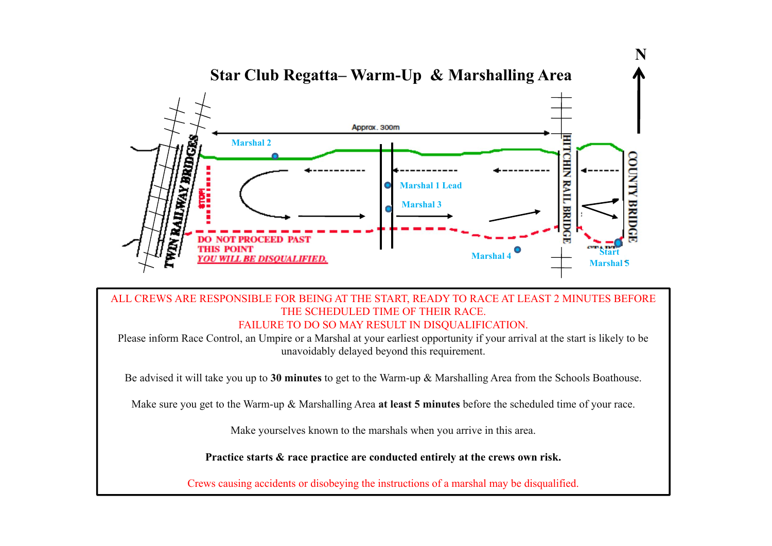# Star Club Regatta– Warm-Up & Marshalling Area

N

Approx. 300m

TWIN RAILWAY BRIDGES

Marshal 2

STOP!

Marshal 1 Lead

Marshal 3

HITCHIN RAIL BRIDGE

COUNTY BRIDGE

DO NOT PROCEED PAST THIS POINT
*YOU WILL BE DISQUALIFIED.*

Marshal 4

START

Start Marshal 5

ALL CREWS ARE RESPONSIBLE FOR BEING AT THE START, READY TO RACE AT LEAST 2 MINUTES BEFORE THE SCHEDULED TIME OF THEIR RACE.
FAILURE TO DO SO MAY RESULT IN DISQUALIFICATION.
Please inform Race Control, an Umpire or a Marshal at your earliest opportunity if your arrival at the start is likely to be unavoidably delayed beyond this requirement.

Be advised it will take you up to **30 minutes** to get to the Warm-up & Marshalling Area from the Schools Boathouse.

Make sure you get to the Warm-up & Marshalling Area **at least 5 minutes** before the scheduled time of your race.

Make yourselves known to the marshals when you arrive in this area.

**Practice starts & race practice are conducted entirely at the crews own risk.**

Crews causing accidents or disobeying the instructions of a marshal may be disqualified.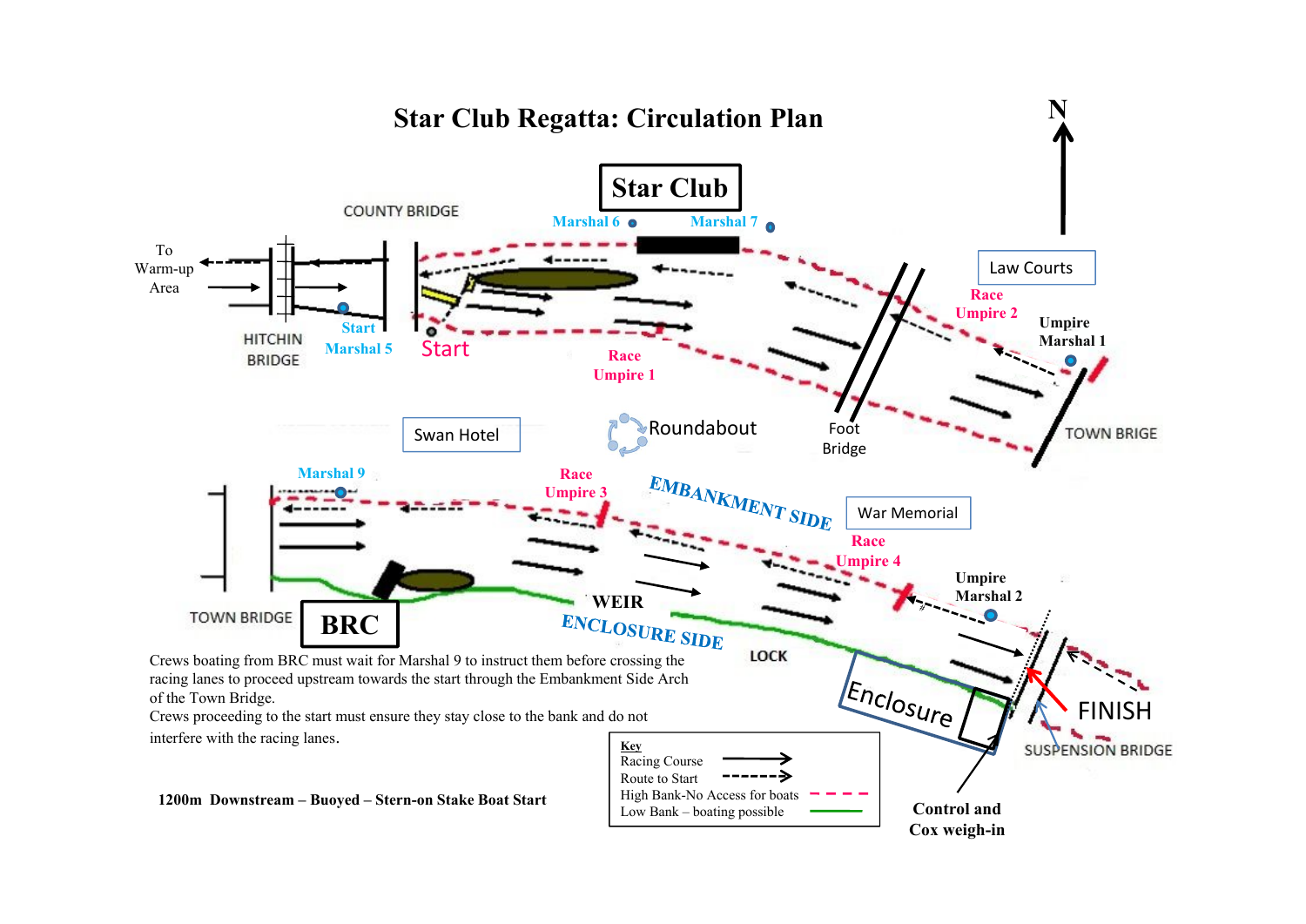# Star Club Regatta: Circulation Plan

N

Star Club

COUNTY BRIDGE

Marshal 6 Marshal 7

To Warm-up Area

HITCHIN BRIDGE

Start Marshal 5

Start

Race Umpire 1

Law Courts

Race Umpire 2

Umpire Marshal 1

Swan Hotel

Roundabout

Foot Bridge

TOWN BRIGE

Marshal 9

Race Umpire 3

EMBANKMENT SIDE

War Memorial

Race Umpire 4

Umpire Marshal 2

TOWN BRIDGE

BRC

WEIR

ENCLOSURE SIDE

LOCK

Enclosure

FINISH

SUSPENSION BRIDGE

Crews boating from BRC must wait for Marshal 9 to instruct them before crossing the racing lanes to proceed upstream towards the start through the Embankment Side Arch of the Town Bridge.

Crews proceeding to the start must ensure they stay close to the bank and do not interfere with the racing lanes.

**1200m Downstream – Buoyed – Stern-on Stake Boat Start**

Key
- Racing Course
- Route to Start
- High Bank-No Access for boats
- Low Bank – boating possible

Control and Cox weigh-in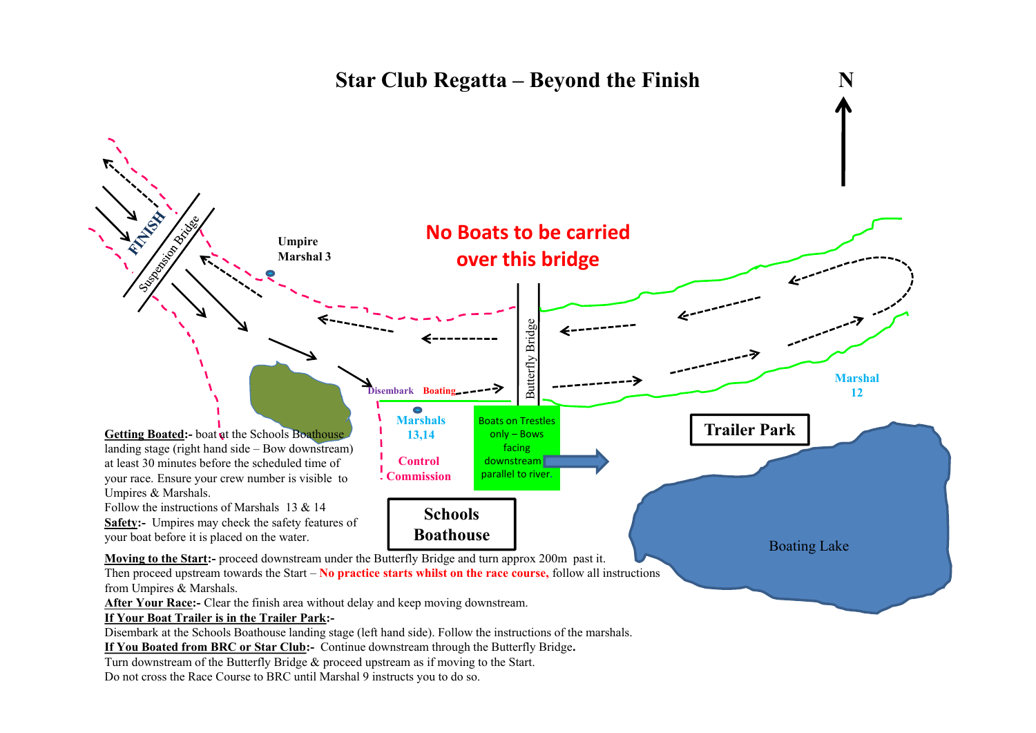# Star Club Regatta – Beyond the Finish

N

FINISH

Suspension Bridge

Umpire Marshal 3

No Boats to be carried over this bridge

Butterfly Bridge

Disembark

Boating

Marshals 13,14

Control Commission

Boats on Trestles only – Bows facing downstream parallel to river.

Schools Boathouse

Trailer Park

Marshal 12

Boating Lake

**Getting Boated:-** boat at the Schools Boathouse landing stage (right hand side – Bow downstream) at least 30 minutes before the scheduled time of your race. Ensure your crew number is visible to Umpires & Marshals.

Follow the instructions of Marshals 13 & 14

**Safety:-** Umpires may check the safety features of your boat before it is placed on the water.

**Moving to the Start:-** proceed downstream under the Butterfly Bridge and turn approx 200m past it. Then proceed upstream towards the Start – **No practice starts whilst on the race course,** follow all instructions from Umpires & Marshals.

**After Your Race:-** Clear the finish area without delay and keep moving downstream.

**If Your Boat Trailer is in the Trailer Park:-**

Disembark at the Schools Boathouse landing stage (left hand side). Follow the instructions of the marshals.

**If You Boated from BRC or Star Club:-** Continue downstream through the Butterfly Bridge**.**

Turn downstream of the Butterfly Bridge & proceed upstream as if moving to the Start.

Do not cross the Race Course to BRC until Marshal 9 instructs you to do so.